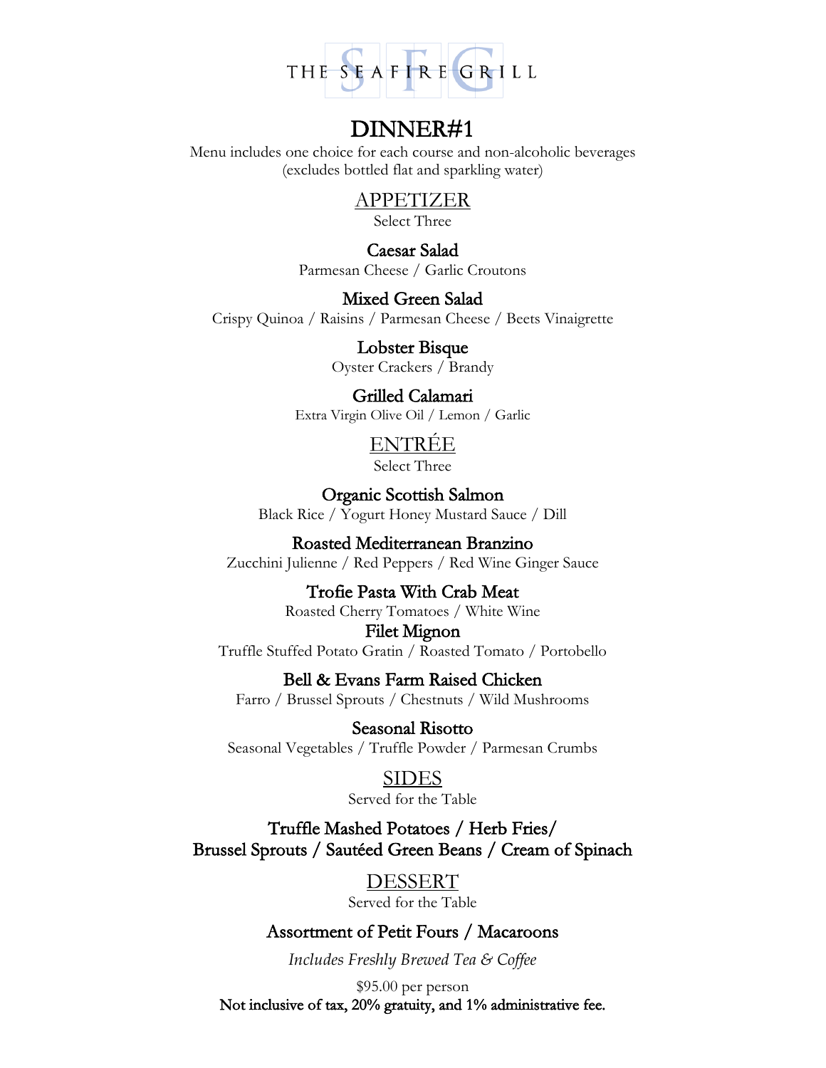THE SEAFIRE GRILL

# DINNER#1

Menu includes one choice for each course and non-alcoholic beverages
(excludes bottled flat and sparkling water)

## APPETIZER

Select Three

**Caesar Salad**
Parmesan Cheese / Garlic Croutons

**Mixed Green Salad**
Crispy Quinoa / Raisins / Parmesan Cheese / Beets Vinaigrette

**Lobster Bisque**
Oyster Crackers / Brandy

**Grilled Calamari**
Extra Virgin Olive Oil / Lemon / Garlic

## ENTRÉE

Select Three

**Organic Scottish Salmon**
Black Rice / Yogurt Honey Mustard Sauce / Dill

**Roasted Mediterranean Branzino**
Zucchini Julienne / Red Peppers / Red Wine Ginger Sauce

**Trofie Pasta With Crab Meat**
Roasted Cherry Tomatoes / White Wine

**Filet Mignon**
Truffle Stuffed Potato Gratin / Roasted Tomato / Portobello

**Bell & Evans Farm Raised Chicken**
Farro / Brussel Sprouts / Chestnuts / Wild Mushrooms

**Seasonal Risotto**
Seasonal Vegetables / Truffle Powder / Parmesan Crumbs

## SIDES

Served for the Table

**Truffle Mashed Potatoes / Herb Fries/
Brussel Sprouts / Sautéed Green Beans / Cream of Spinach**

## DESSERT

Served for the Table

**Assortment of Petit Fours / Macaroons**

*Includes Freshly Brewed Tea & Coffee*

$95.00 per person

**Not inclusive of tax, 20% gratuity, and 1% administrative fee.**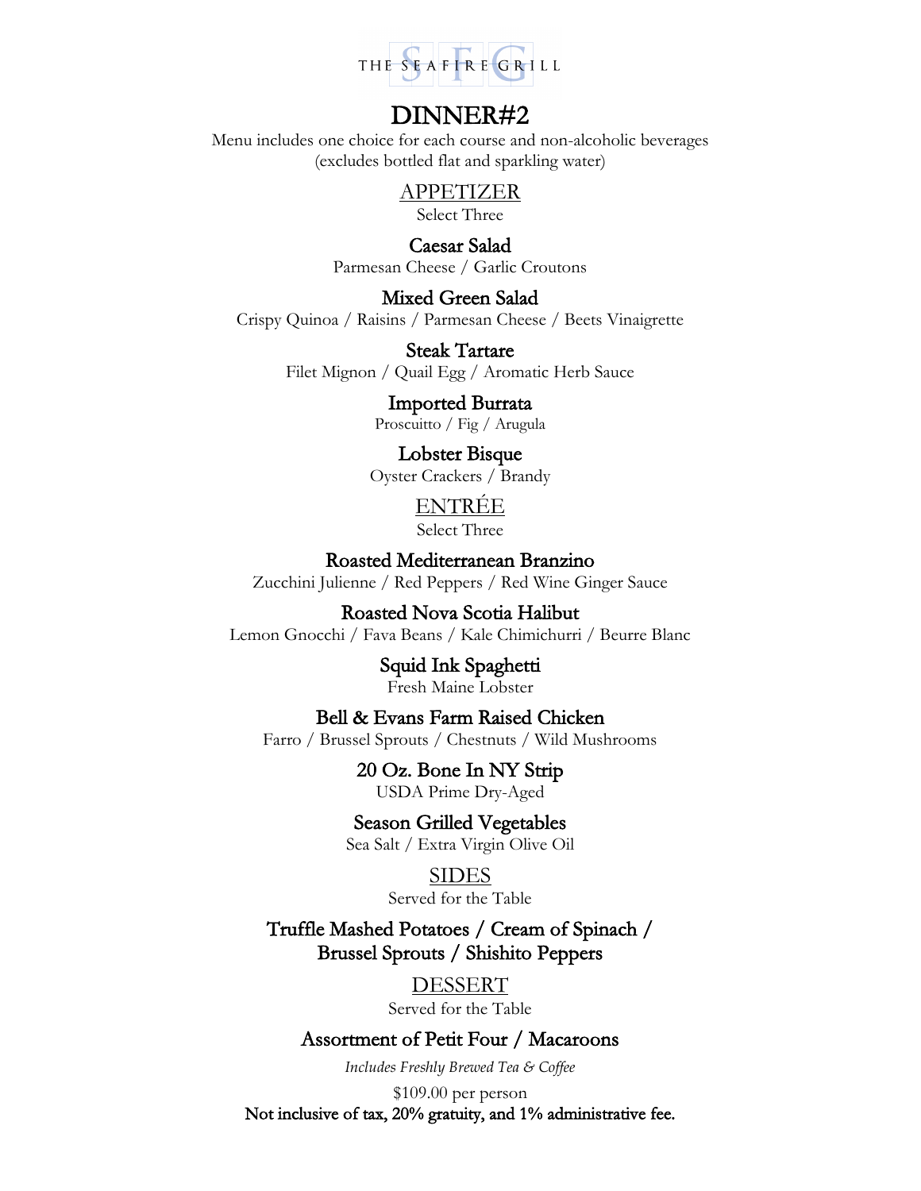THE SEAFIRE GRILL

# DINNER#2

Menu includes one choice for each course and non-alcoholic beverages
(excludes bottled flat and sparkling water)

## APPETIZER

Select Three

**Caesar Salad**
Parmesan Cheese / Garlic Croutons

**Mixed Green Salad**
Crispy Quinoa / Raisins / Parmesan Cheese / Beets Vinaigrette

**Steak Tartare**
Filet Mignon / Quail Egg / Aromatic Herb Sauce

**Imported Burrata**
Proscuitto / Fig / Arugula

**Lobster Bisque**
Oyster Crackers / Brandy

## ENTRÉE

Select Three

**Roasted Mediterranean Branzino**
Zucchini Julienne / Red Peppers / Red Wine Ginger Sauce

**Roasted Nova Scotia Halibut**
Lemon Gnocchi / Fava Beans / Kale Chimichurri / Beurre Blanc

**Squid Ink Spaghetti**
Fresh Maine Lobster

**Bell & Evans Farm Raised Chicken**
Farro / Brussel Sprouts / Chestnuts / Wild Mushrooms

**20 Oz. Bone In NY Strip**
USDA Prime Dry-Aged

**Season Grilled Vegetables**
Sea Salt / Extra Virgin Olive Oil

## SIDES

Served for the Table

**Truffle Mashed Potatoes / Cream of Spinach /
Brussel Sprouts / Shishito Peppers**

## DESSERT

Served for the Table

**Assortment of Petit Four / Macaroons**

*Includes Freshly Brewed Tea & Coffee*

$109.00 per person

**Not inclusive of tax, 20% gratuity, and 1% administrative fee.**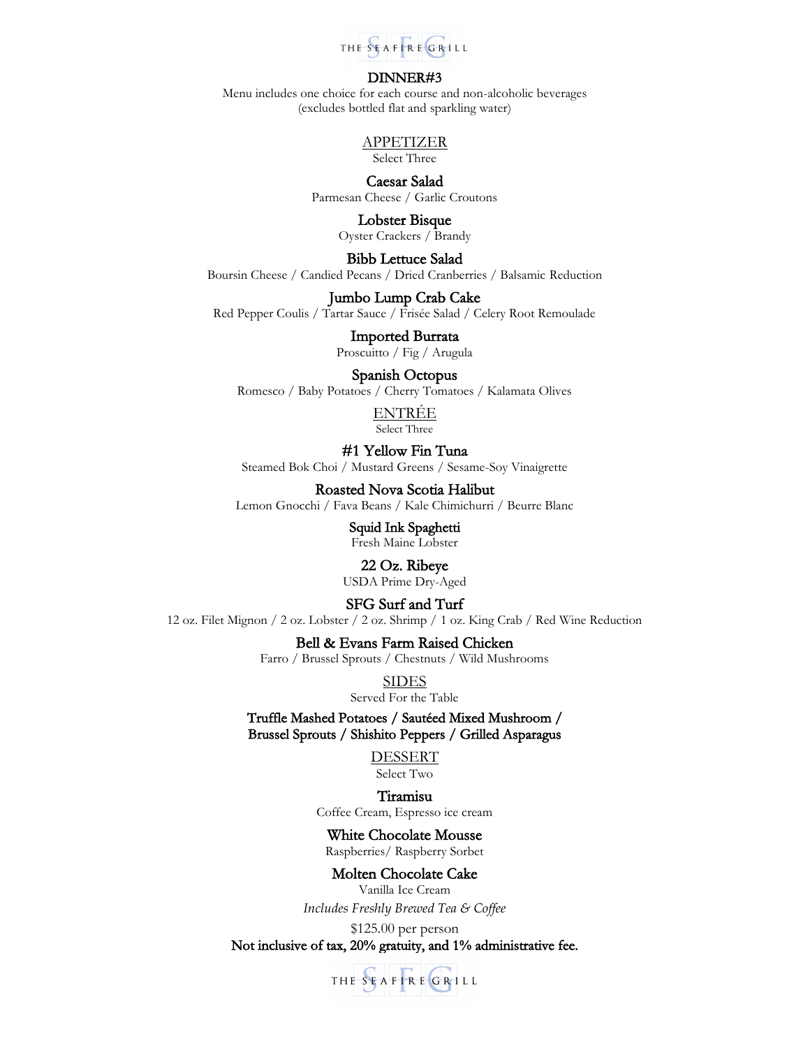THE SEAFIRE GRILL

# DINNER#3

Menu includes one choice for each course and non-alcoholic beverages
(excludes bottled flat and sparkling water)

## APPETIZER

Select Three

**Caesar Salad**
Parmesan Cheese / Garlic Croutons

**Lobster Bisque**
Oyster Crackers / Brandy

**Bibb Lettuce Salad**
Boursin Cheese / Candied Pecans / Dried Cranberries / Balsamic Reduction

**Jumbo Lump Crab Cake**
Red Pepper Coulis / Tartar Sauce / Frisée Salad / Celery Root Remoulade

**Imported Burrata**
Proscuitto / Fig / Arugula

**Spanish Octopus**
Romesco / Baby Potatoes / Cherry Tomatoes / Kalamata Olives

## ENTRÉE

Select Three

**#1 Yellow Fin Tuna**
Steamed Bok Choi / Mustard Greens / Sesame-Soy Vinaigrette

**Roasted Nova Scotia Halibut**
Lemon Gnocchi / Fava Beans / Kale Chimichurri / Beurre Blanc

**Squid Ink Spaghetti**
Fresh Maine Lobster

**22 Oz. Ribeye**
USDA Prime Dry-Aged

**SFG Surf and Turf**
12 oz. Filet Mignon / 2 oz. Lobster / 2 oz. Shrimp / 1 oz. King Crab / Red Wine Reduction

**Bell & Evans Farm Raised Chicken**
Farro / Brussel Sprouts / Chestnuts / Wild Mushrooms

## SIDES

Served For the Table

**Truffle Mashed Potatoes / Sautéed Mixed Mushroom /
Brussel Sprouts / Shishito Peppers / Grilled Asparagus**

## DESSERT

Select Two

**Tiramisu**
Coffee Cream, Espresso ice cream

**White Chocolate Mousse**
Raspberries/ Raspberry Sorbet

**Molten Chocolate Cake**
Vanilla Ice Cream

*Includes Freshly Brewed Tea & Coffee*

$125.00 per person

**Not inclusive of tax, 20% gratuity, and 1% administrative fee.**

THE SEAFIRE GRILL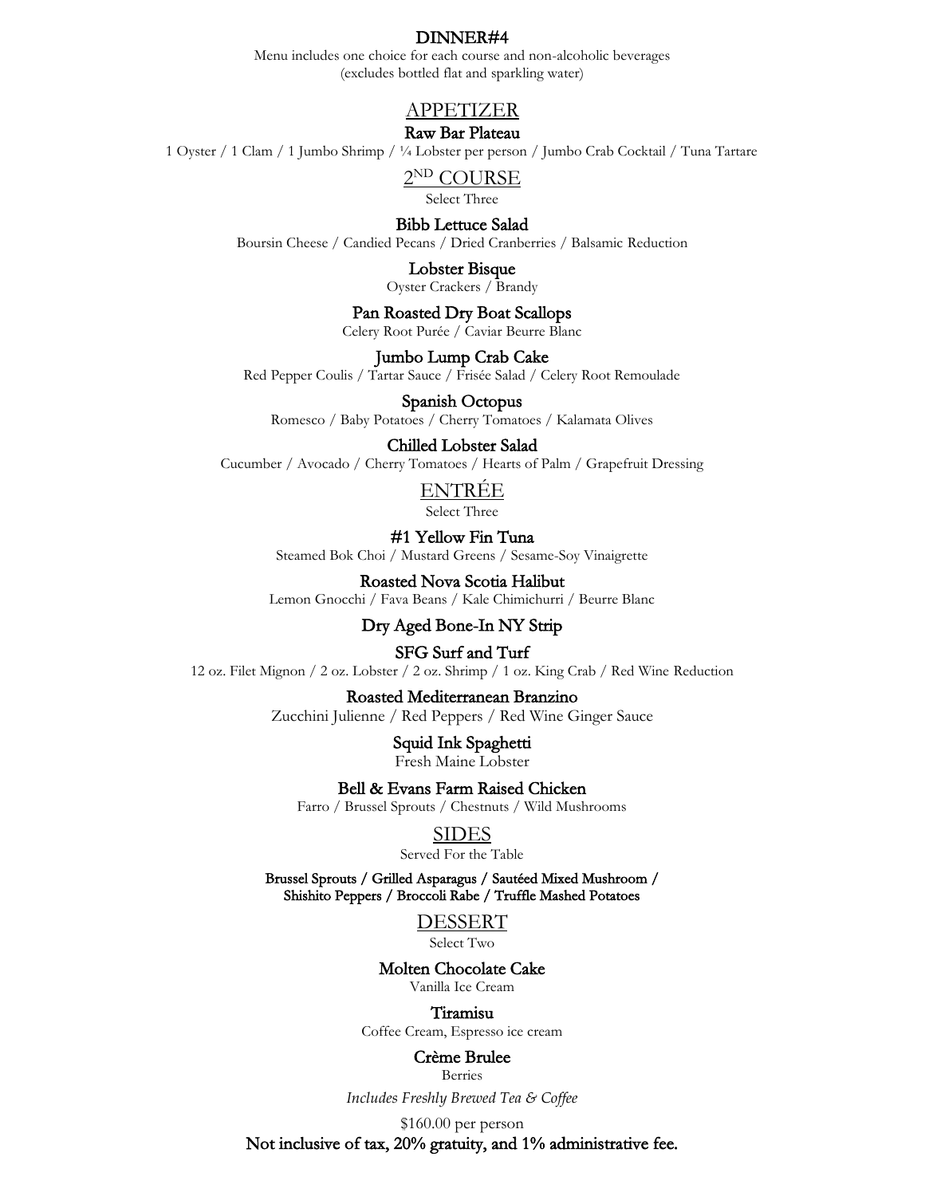# DINNER#4

Menu includes one choice for each course and non-alcoholic beverages
(excludes bottled flat and sparkling water)

## APPETIZER

**Raw Bar Plateau**

1 Oyster / 1 Clam / 1 Jumbo Shrimp / ¼ Lobster per person / Jumbo Crab Cocktail / Tuna Tartare

## 2ND COURSE

Select Three

**Bibb Lettuce Salad**

Boursin Cheese / Candied Pecans / Dried Cranberries / Balsamic Reduction

**Lobster Bisque**

Oyster Crackers / Brandy

**Pan Roasted Dry Boat Scallops**

Celery Root Purée / Caviar Beurre Blanc

**Jumbo Lump Crab Cake**

Red Pepper Coulis / Tartar Sauce / Frisée Salad / Celery Root Remoulade

**Spanish Octopus**

Romesco / Baby Potatoes / Cherry Tomatoes / Kalamata Olives

**Chilled Lobster Salad**

Cucumber / Avocado / Cherry Tomatoes / Hearts of Palm / Grapefruit Dressing

## ENTRÉE

Select Three

**#1 Yellow Fin Tuna**

Steamed Bok Choi / Mustard Greens / Sesame-Soy Vinaigrette

**Roasted Nova Scotia Halibut**

Lemon Gnocchi / Fava Beans / Kale Chimichurri / Beurre Blanc

**Dry Aged Bone-In NY Strip**

**SFG Surf and Turf**

12 oz. Filet Mignon / 2 oz. Lobster / 2 oz. Shrimp / 1 oz. King Crab / Red Wine Reduction

**Roasted Mediterranean Branzino**

Zucchini Julienne / Red Peppers / Red Wine Ginger Sauce

**Squid Ink Spaghetti**

Fresh Maine Lobster

**Bell & Evans Farm Raised Chicken**

Farro / Brussel Sprouts / Chestnuts / Wild Mushrooms

## SIDES

Served For the Table

**Brussel Sprouts / Grilled Asparagus / Sautéed Mixed Mushroom / Shishito Peppers / Broccoli Rabe / Truffle Mashed Potatoes**

## DESSERT

Select Two

**Molten Chocolate Cake**

Vanilla Ice Cream

**Tiramisu**

Coffee Cream, Espresso ice cream

**Crème Brulee**

Berries

*Includes Freshly Brewed Tea & Coffee*

$160.00 per person

**Not inclusive of tax, 20% gratuity, and 1% administrative fee.**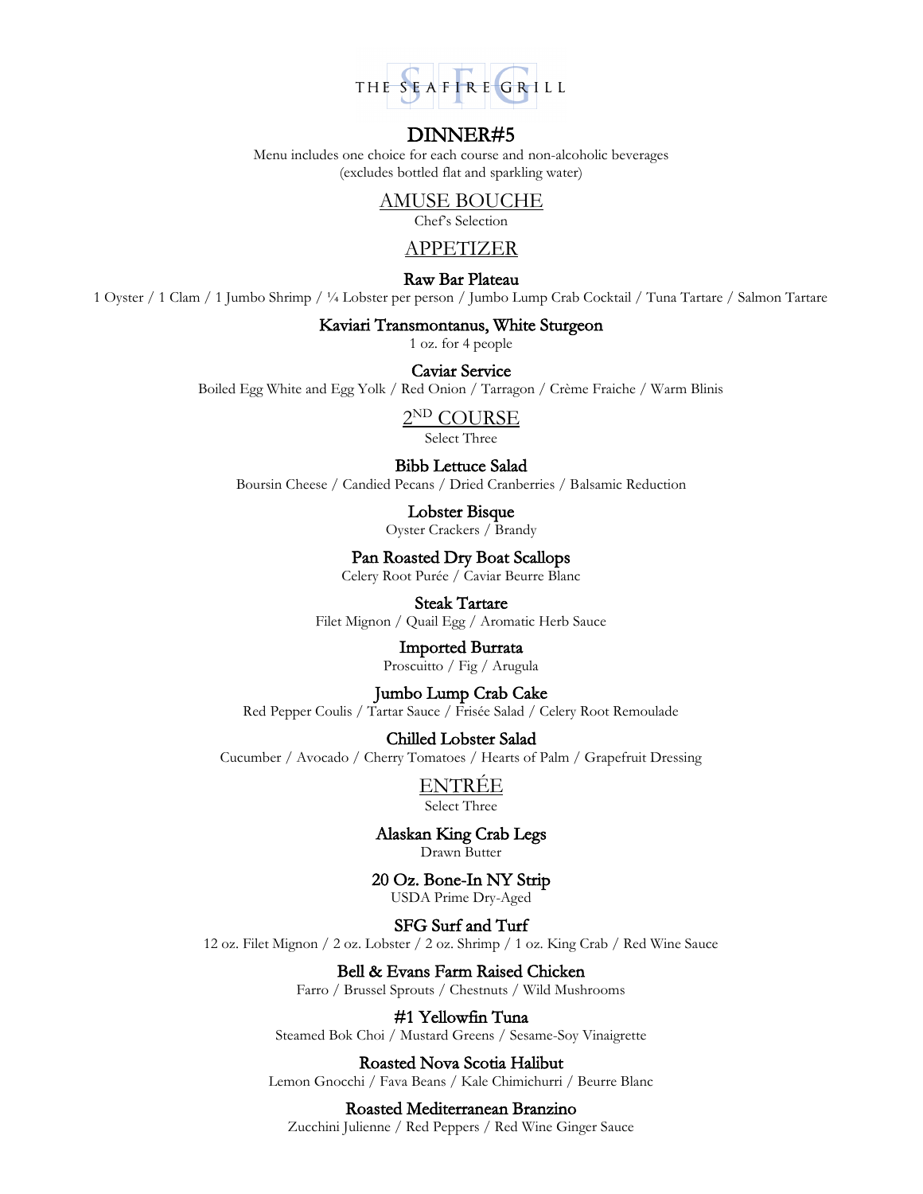THE SEAFIRE GRILL

# DINNER#5

Menu includes one choice for each course and non-alcoholic beverages
(excludes bottled flat and sparkling water)

## AMUSE BOUCHE

Chef's Selection

## APPETIZER

**Raw Bar Plateau**
1 Oyster / 1 Clam / 1 Jumbo Shrimp / ¼ Lobster per person / Jumbo Lump Crab Cocktail / Tuna Tartare / Salmon Tartare

**Kaviari Transmontanus, White Sturgeon**
1 oz. for 4 people

**Caviar Service**
Boiled Egg White and Egg Yolk / Red Onion / Tarragon / Crème Fraiche / Warm Blinis

## 2ND COURSE

Select Three

**Bibb Lettuce Salad**
Boursin Cheese / Candied Pecans / Dried Cranberries / Balsamic Reduction

**Lobster Bisque**
Oyster Crackers / Brandy

**Pan Roasted Dry Boat Scallops**
Celery Root Purée / Caviar Beurre Blanc

**Steak Tartare**
Filet Mignon / Quail Egg / Aromatic Herb Sauce

**Imported Burrata**
Proscuitto / Fig / Arugula

**Jumbo Lump Crab Cake**
Red Pepper Coulis / Tartar Sauce / Frisée Salad / Celery Root Remoulade

**Chilled Lobster Salad**
Cucumber / Avocado / Cherry Tomatoes / Hearts of Palm / Grapefruit Dressing

## ENTRÉE

Select Three

**Alaskan King Crab Legs**
Drawn Butter

**20 Oz. Bone-In NY Strip**
USDA Prime Dry-Aged

**SFG Surf and Turf**
12 oz. Filet Mignon / 2 oz. Lobster / 2 oz. Shrimp / 1 oz. King Crab / Red Wine Sauce

**Bell & Evans Farm Raised Chicken**
Farro / Brussel Sprouts / Chestnuts / Wild Mushrooms

**#1 Yellowfin Tuna**
Steamed Bok Choi / Mustard Greens / Sesame-Soy Vinaigrette

**Roasted Nova Scotia Halibut**
Lemon Gnocchi / Fava Beans / Kale Chimichurri / Beurre Blanc

**Roasted Mediterranean Branzino**
Zucchini Julienne / Red Peppers / Red Wine Ginger Sauce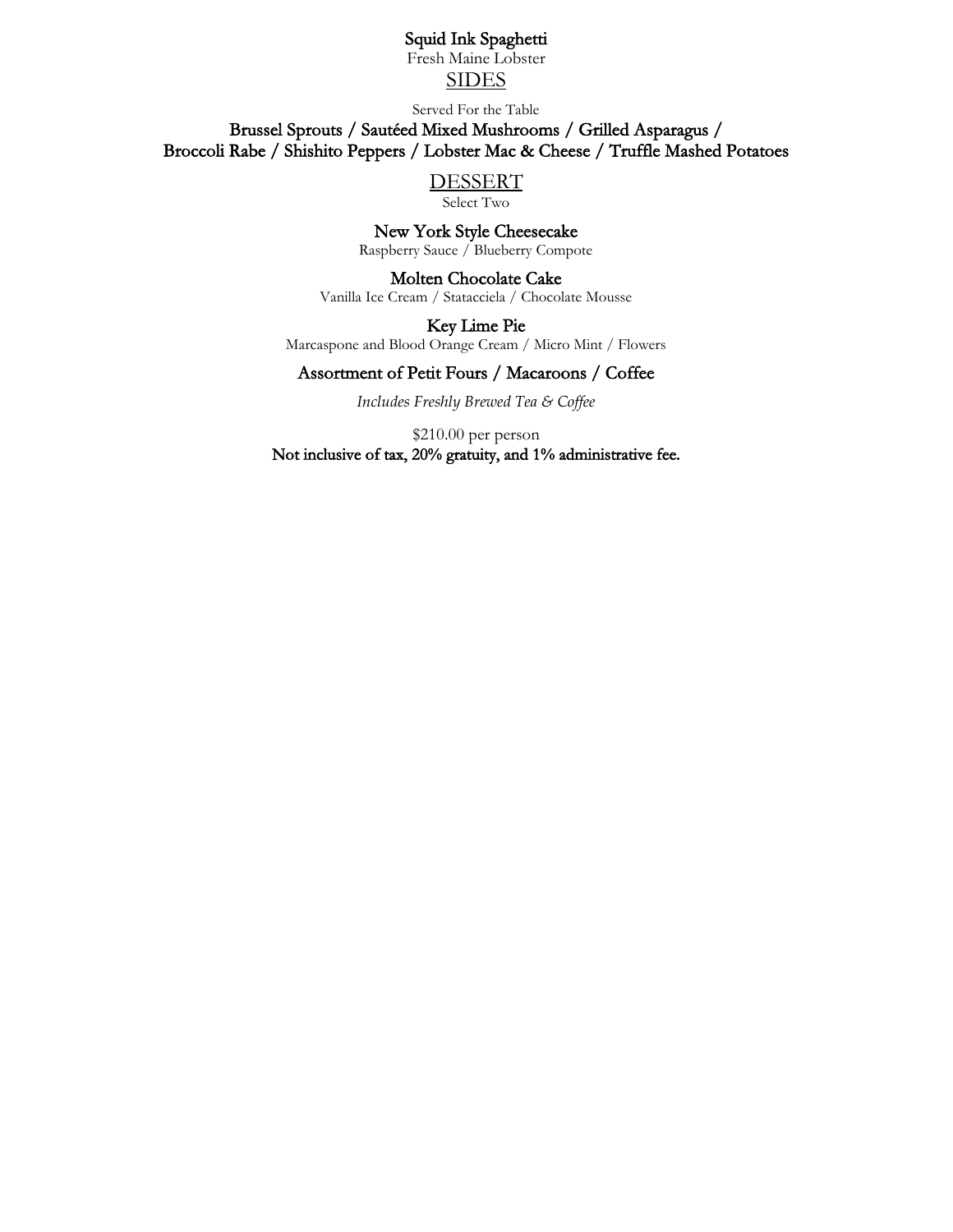**Squid Ink Spaghetti**
Fresh Maine Lobster

## SIDES

Served For the Table

**Brussel Sprouts / Sautéed Mixed Mushrooms / Grilled Asparagus / Broccoli Rabe / Shishito Peppers / Lobster Mac & Cheese / Truffle Mashed Potatoes**

## DESSERT

Select Two

**New York Style Cheesecake**
Raspberry Sauce / Blueberry Compote

**Molten Chocolate Cake**
Vanilla Ice Cream / Statacciela / Chocolate Mousse

**Key Lime Pie**
Marcaspone and Blood Orange Cream / Micro Mint / Flowers

**Assortment of Petit Fours / Macaroons / Coffee**

*Includes Freshly Brewed Tea & Coffee*

$210.00 per person

**Not inclusive of tax, 20% gratuity, and 1% administrative fee.**